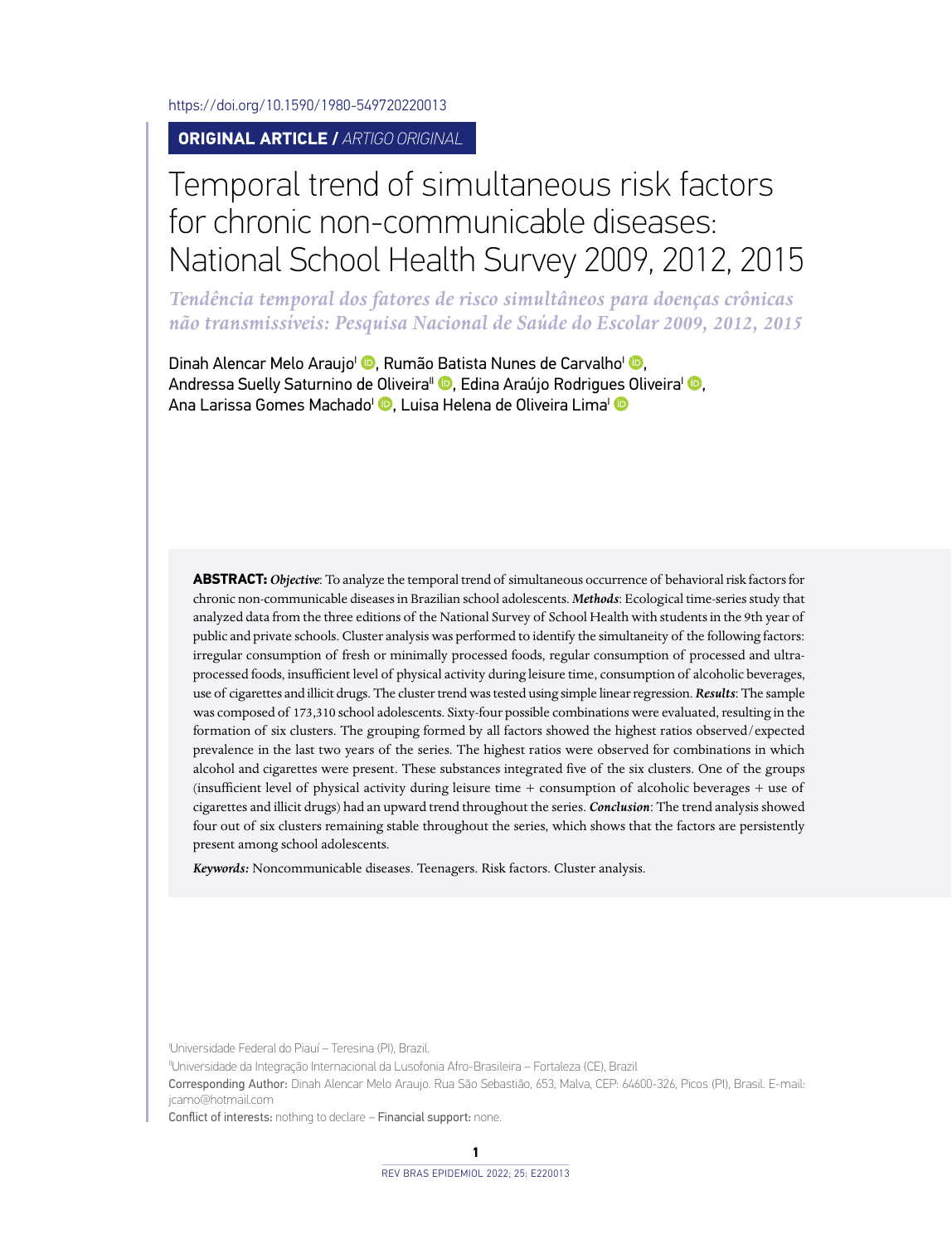https://doi.org/10.1590/1980-549720220013

**ORIGINAL ARTICLE /** *ARTIGO ORIGINAL*

# Temporal trend of simultaneous risk factors for chronic non-communicable diseases: National School Health Survey 2009, 2012, 2015

*Tendência temporal dos fatores de risco simultâneos para doenças crônicas não transmissíveis: Pesquisa Nacional de Saúde do Escolar 2009, 2012, 2015*

Dinah Alencar Melo Araujo[I], Rumão Batista Nunes de Carvalho[I], Andressa Suelly Saturnino de Oliveira[II], Edina Araújo Rodrigues Oliveira[I], Ana Larissa Gomes Machado[I], Luisa Helena de Oliveira Lima[I]

**ABSTRACT:** ***Objective***: To analyze the temporal trend of simultaneous occurrence of behavioral risk factors for chronic non-communicable diseases in Brazilian school adolescents. ***Methods***: Ecological time-series study that analyzed data from the three editions of the National Survey of School Health with students in the 9th year of public and private schools. Cluster analysis was performed to identify the simultaneity of the following factors: irregular consumption of fresh or minimally processed foods, regular consumption of processed and ultra-processed foods, insufficient level of physical activity during leisure time, consumption of alcoholic beverages, use of cigarettes and illicit drugs. The cluster trend was tested using simple linear regression. ***Results***: The sample was composed of 173,310 school adolescents. Sixty-four possible combinations were evaluated, resulting in the formation of six clusters. The grouping formed by all factors showed the highest ratios observed/expected prevalence in the last two years of the series. The highest ratios were observed for combinations in which alcohol and cigarettes were present. These substances integrated five of the six clusters. One of the groups (insufficient level of physical activity during leisure time + consumption of alcoholic beverages + use of cigarettes and illicit drugs) had an upward trend throughout the series. ***Conclusion***: The trend analysis showed four out of six clusters remaining stable throughout the series, which shows that the factors are persistently present among school adolescents.

***Keywords:*** Noncommunicable diseases. Teenagers. Risk factors. Cluster analysis.

[I]Universidade Federal do Piauí – Teresina (PI), Brazil.

[II]Universidade da Integração Internacional da Lusofonia Afro-Brasileira – Fortaleza (CE), Brazil

Corresponding Author: Dinah Alencar Melo Araujo. Rua São Sebastião, 653, Malva, CEP: 64600-326, Picos (PI), Brasil. E-mail: jcamo@hotmail.com

Conflict of interests: nothing to declare – Financial support: none.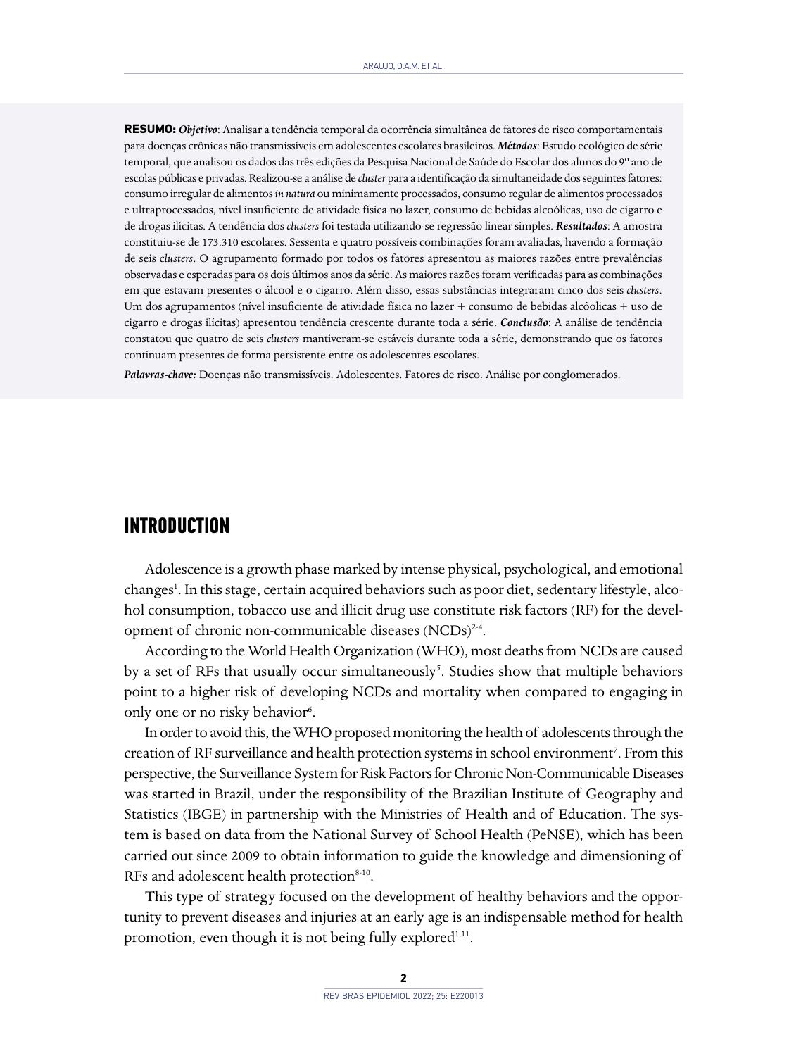**RESUMO:** ***Objetivo***: Analisar a tendência temporal da ocorrência simultânea de fatores de risco comportamentais para doenças crônicas não transmissíveis em adolescentes escolares brasileiros. ***Métodos***: Estudo ecológico de série temporal, que analisou os dados das três edições da Pesquisa Nacional de Saúde do Escolar dos alunos do 9º ano de escolas públicas e privadas. Realizou-se a análise de *cluster* para a identificação da simultaneidade dos seguintes fatores: consumo irregular de alimentos *in natura* ou minimamente processados, consumo regular de alimentos processados e ultraprocessados, nível insuficiente de atividade física no lazer, consumo de bebidas alcoólicas, uso de cigarro e de drogas ilícitas. A tendência dos *clusters* foi testada utilizando-se regressão linear simples. ***Resultados***: A amostra constituiu-se de 173.310 escolares. Sessenta e quatro possíveis combinações foram avaliadas, havendo a formação de seis *clusters*. O agrupamento formado por todos os fatores apresentou as maiores razões entre prevalências observadas e esperadas para os dois últimos anos da série. As maiores razões foram verificadas para as combinações em que estavam presentes o álcool e o cigarro. Além disso, essas substâncias integraram cinco dos seis *clusters*. Um dos agrupamentos (nível insuficiente de atividade física no lazer + consumo de bebidas alcóolicas + uso de cigarro e drogas ilícitas) apresentou tendência crescente durante toda a série. ***Conclusão***: A análise de tendência constatou que quatro de seis *clusters* mantiveram-se estáveis durante toda a série, demonstrando que os fatores continuam presentes de forma persistente entre os adolescentes escolares.

***Palavras-chave:*** Doenças não transmissíveis. Adolescentes. Fatores de risco. Análise por conglomerados.

## INTRODUCTION

Adolescence is a growth phase marked by intense physical, psychological, and emotional changes[1]. In this stage, certain acquired behaviors such as poor diet, sedentary lifestyle, alcohol consumption, tobacco use and illicit drug use constitute risk factors (RF) for the development of chronic non-communicable diseases (NCDs)[2-4].

According to the World Health Organization (WHO), most deaths from NCDs are caused by a set of RFs that usually occur simultaneously[5]. Studies show that multiple behaviors point to a higher risk of developing NCDs and mortality when compared to engaging in only one or no risky behavior[6].

In order to avoid this, the WHO proposed monitoring the health of adolescents through the creation of RF surveillance and health protection systems in school environment[7]. From this perspective, the Surveillance System for Risk Factors for Chronic Non-Communicable Diseases was started in Brazil, under the responsibility of the Brazilian Institute of Geography and Statistics (IBGE) in partnership with the Ministries of Health and of Education. The system is based on data from the National Survey of School Health (PeNSE), which has been carried out since 2009 to obtain information to guide the knowledge and dimensioning of RFs and adolescent health protection[8-10].

This type of strategy focused on the development of healthy behaviors and the opportunity to prevent diseases and injuries at an early age is an indispensable method for health promotion, even though it is not being fully explored[1,11].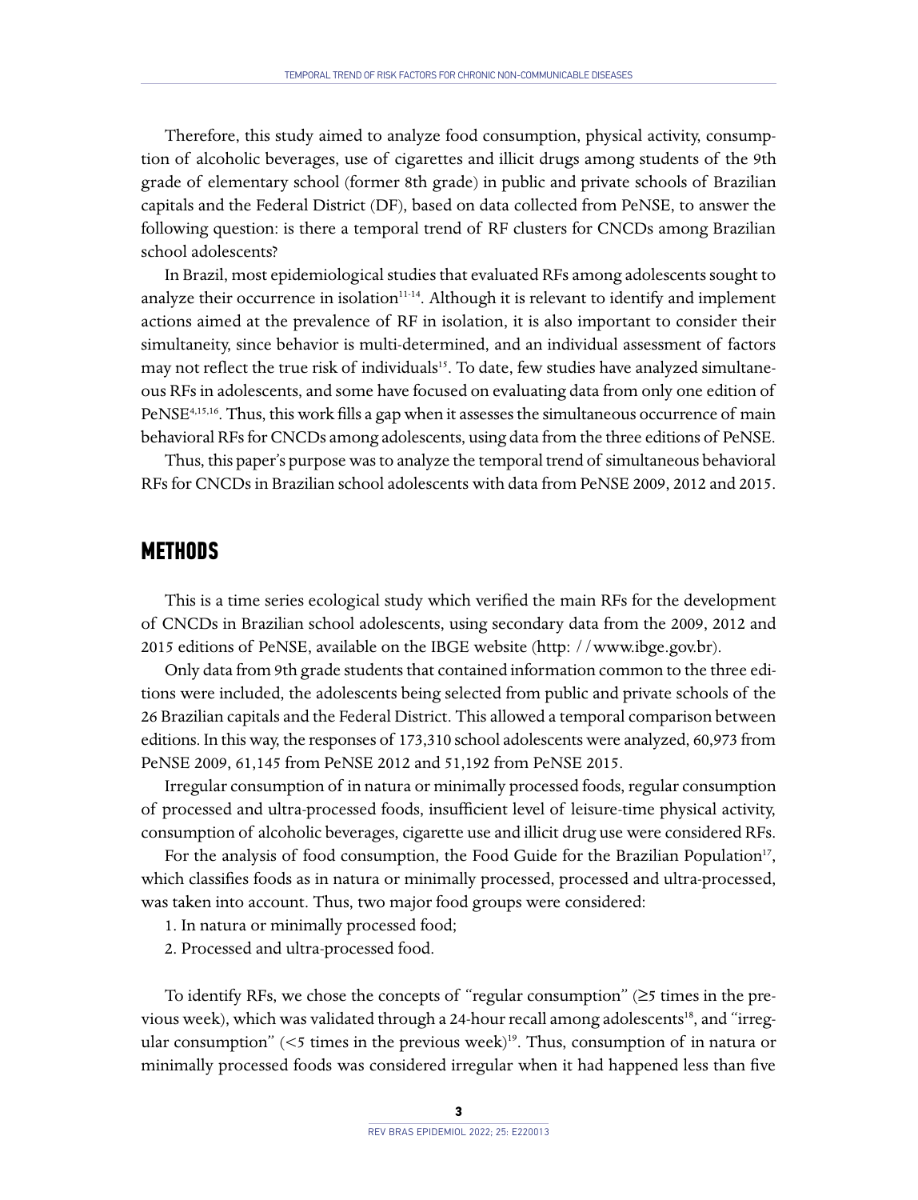Therefore, this study aimed to analyze food consumption, physical activity, consumption of alcoholic beverages, use of cigarettes and illicit drugs among students of the 9th grade of elementary school (former 8th grade) in public and private schools of Brazilian capitals and the Federal District (DF), based on data collected from PeNSE, to answer the following question: is there a temporal trend of RF clusters for CNCDs among Brazilian school adolescents?

In Brazil, most epidemiological studies that evaluated RFs among adolescents sought to analyze their occurrence in isolation[11-14]. Although it is relevant to identify and implement actions aimed at the prevalence of RF in isolation, it is also important to consider their simultaneity, since behavior is multi-determined, and an individual assessment of factors may not reflect the true risk of individuals[15]. To date, few studies have analyzed simultaneous RFs in adolescents, and some have focused on evaluating data from only one edition of PeNSE[4,15,16]. Thus, this work fills a gap when it assesses the simultaneous occurrence of main behavioral RFs for CNCDs among adolescents, using data from the three editions of PeNSE.

Thus, this paper's purpose was to analyze the temporal trend of simultaneous behavioral RFs for CNCDs in Brazilian school adolescents with data from PeNSE 2009, 2012 and 2015.

## METHODS

This is a time series ecological study which verified the main RFs for the development of CNCDs in Brazilian school adolescents, using secondary data from the 2009, 2012 and 2015 editions of PeNSE, available on the IBGE website (http: //www.ibge.gov.br).

Only data from 9th grade students that contained information common to the three editions were included, the adolescents being selected from public and private schools of the 26 Brazilian capitals and the Federal District. This allowed a temporal comparison between editions. In this way, the responses of 173,310 school adolescents were analyzed, 60,973 from PeNSE 2009, 61,145 from PeNSE 2012 and 51,192 from PeNSE 2015.

Irregular consumption of in natura or minimally processed foods, regular consumption of processed and ultra-processed foods, insufficient level of leisure-time physical activity, consumption of alcoholic beverages, cigarette use and illicit drug use were considered RFs.

For the analysis of food consumption, the Food Guide for the Brazilian Population[17], which classifies foods as in natura or minimally processed, processed and ultra-processed, was taken into account. Thus, two major food groups were considered:

1. In natura or minimally processed food;
2. Processed and ultra-processed food.

To identify RFs, we chose the concepts of "regular consumption" (≥5 times in the previous week), which was validated through a 24-hour recall among adolescents[18], and "irregular consumption" (<5 times in the previous week)[19]. Thus, consumption of in natura or minimally processed foods was considered irregular when it had happened less than five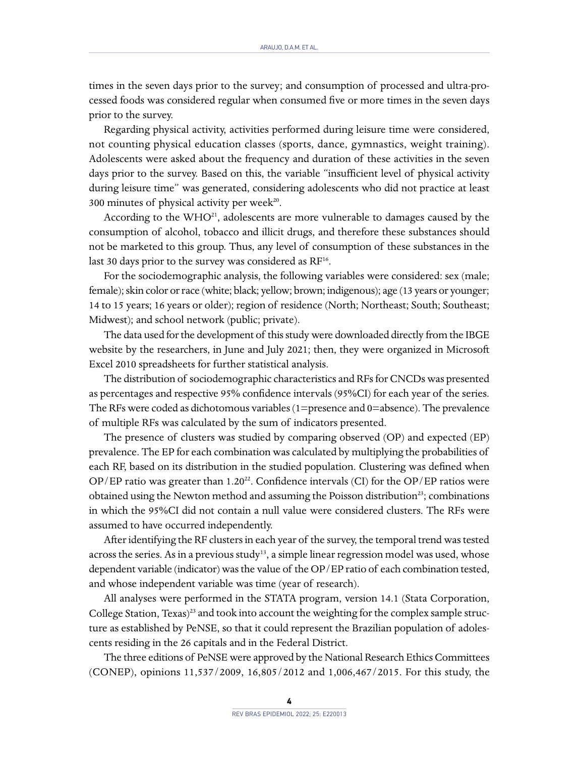times in the seven days prior to the survey; and consumption of processed and ultra-processed foods was considered regular when consumed five or more times in the seven days prior to the survey.

Regarding physical activity, activities performed during leisure time were considered, not counting physical education classes (sports, dance, gymnastics, weight training). Adolescents were asked about the frequency and duration of these activities in the seven days prior to the survey. Based on this, the variable "insufficient level of physical activity during leisure time" was generated, considering adolescents who did not practice at least 300 minutes of physical activity per week[20].

According to the WHO[21], adolescents are more vulnerable to damages caused by the consumption of alcohol, tobacco and illicit drugs, and therefore these substances should not be marketed to this group. Thus, any level of consumption of these substances in the last 30 days prior to the survey was considered as RF[16].

For the sociodemographic analysis, the following variables were considered: sex (male; female); skin color or race (white; black; yellow; brown; indigenous); age (13 years or younger; 14 to 15 years; 16 years or older); region of residence (North; Northeast; South; Southeast; Midwest); and school network (public; private).

The data used for the development of this study were downloaded directly from the IBGE website by the researchers, in June and July 2021; then, they were organized in Microsoft Excel 2010 spreadsheets for further statistical analysis.

The distribution of sociodemographic characteristics and RFs for CNCDs was presented as percentages and respective 95% confidence intervals (95%CI) for each year of the series. The RFs were coded as dichotomous variables (1=presence and 0=absence). The prevalence of multiple RFs was calculated by the sum of indicators presented.

The presence of clusters was studied by comparing observed (OP) and expected (EP) prevalence. The EP for each combination was calculated by multiplying the probabilities of each RF, based on its distribution in the studied population. Clustering was defined when OP/EP ratio was greater than 1.20[22]. Confidence intervals (CI) for the OP/EP ratios were obtained using the Newton method and assuming the Poisson distribution[23]; combinations in which the 95%CI did not contain a null value were considered clusters. The RFs were assumed to have occurred independently.

After identifying the RF clusters in each year of the survey, the temporal trend was tested across the series. As in a previous study[13], a simple linear regression model was used, whose dependent variable (indicator) was the value of the OP/EP ratio of each combination tested, and whose independent variable was time (year of research).

All analyses were performed in the STATA program, version 14.1 (Stata Corporation, College Station, Texas)[23] and took into account the weighting for the complex sample structure as established by PeNSE, so that it could represent the Brazilian population of adolescents residing in the 26 capitals and in the Federal District.

The three editions of PeNSE were approved by the National Research Ethics Committees (CONEP), opinions 11,537/2009, 16,805/2012 and 1,006,467/2015. For this study, the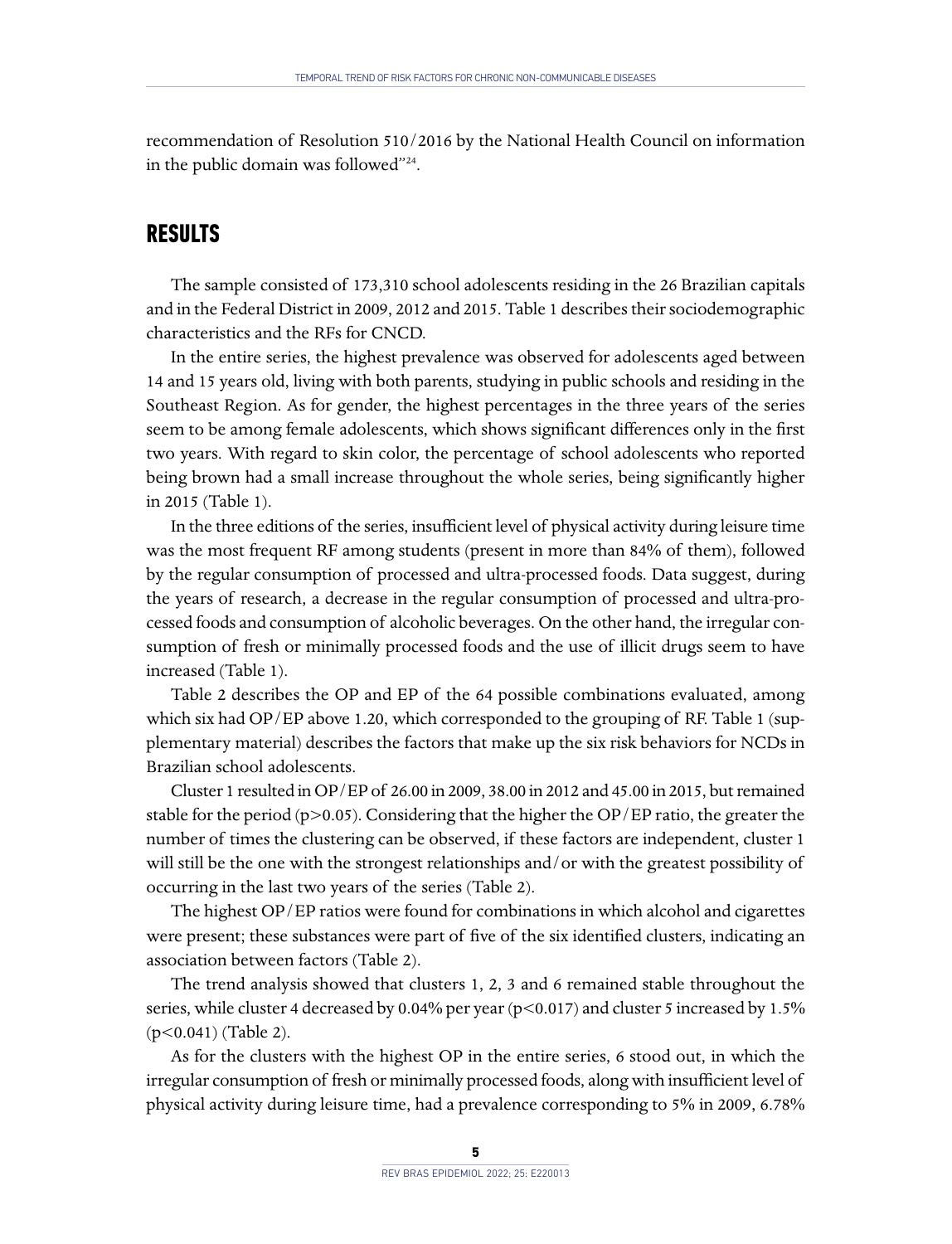recommendation of Resolution 510/2016 by the National Health Council on information in the public domain was followed"[24].

## RESULTS

The sample consisted of 173,310 school adolescents residing in the 26 Brazilian capitals and in the Federal District in 2009, 2012 and 2015. Table 1 describes their sociodemographic characteristics and the RFs for CNCD.

In the entire series, the highest prevalence was observed for adolescents aged between 14 and 15 years old, living with both parents, studying in public schools and residing in the Southeast Region. As for gender, the highest percentages in the three years of the series seem to be among female adolescents, which shows significant differences only in the first two years. With regard to skin color, the percentage of school adolescents who reported being brown had a small increase throughout the whole series, being significantly higher in 2015 (Table 1).

In the three editions of the series, insufficient level of physical activity during leisure time was the most frequent RF among students (present in more than 84% of them), followed by the regular consumption of processed and ultra-processed foods. Data suggest, during the years of research, a decrease in the regular consumption of processed and ultra-processed foods and consumption of alcoholic beverages. On the other hand, the irregular consumption of fresh or minimally processed foods and the use of illicit drugs seem to have increased (Table 1).

Table 2 describes the OP and EP of the 64 possible combinations evaluated, among which six had OP/EP above 1.20, which corresponded to the grouping of RF. Table 1 (supplementary material) describes the factors that make up the six risk behaviors for NCDs in Brazilian school adolescents.

Cluster 1 resulted in OP/EP of 26.00 in 2009, 38.00 in 2012 and 45.00 in 2015, but remained stable for the period ($p>0.05$). Considering that the higher the OP/EP ratio, the greater the number of times the clustering can be observed, if these factors are independent, cluster 1 will still be the one with the strongest relationships and/or with the greatest possibility of occurring in the last two years of the series (Table 2).

The highest OP/EP ratios were found for combinations in which alcohol and cigarettes were present; these substances were part of five of the six identified clusters, indicating an association between factors (Table 2).

The trend analysis showed that clusters 1, 2, 3 and 6 remained stable throughout the series, while cluster 4 decreased by 0.04% per year ($p<0.017$) and cluster 5 increased by 1.5% ($p<0.041$) (Table 2).

As for the clusters with the highest OP in the entire series, 6 stood out, in which the irregular consumption of fresh or minimally processed foods, along with insufficient level of physical activity during leisure time, had a prevalence corresponding to 5% in 2009, 6.78%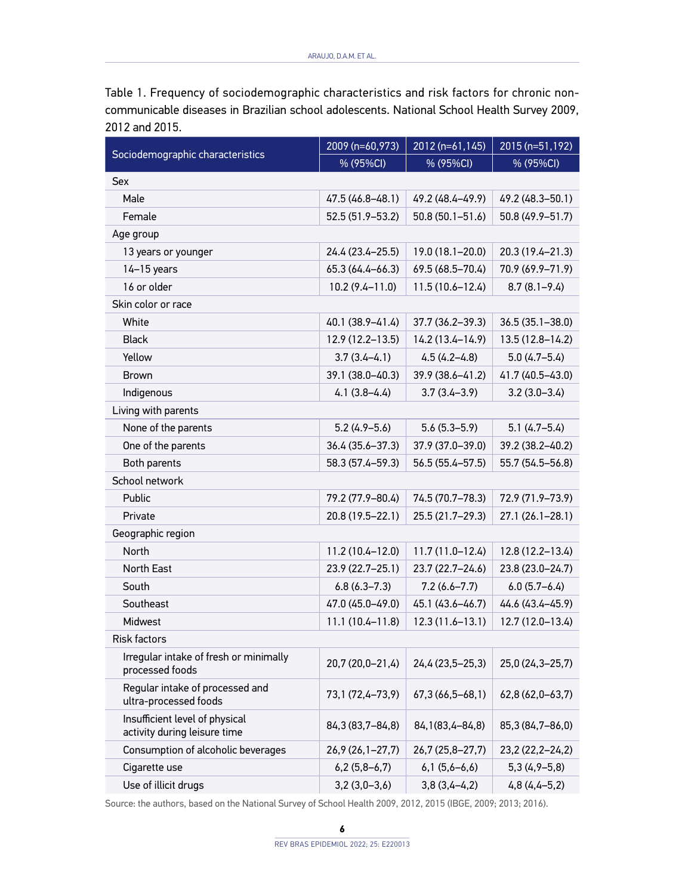Table 1. Frequency of sociodemographic characteristics and risk factors for chronic non-communicable diseases in Brazilian school adolescents. National School Health Survey 2009, 2012 and 2015.

| Sociodemographic characteristics | 2009 (n=60,973) | 2012 (n=61,145) | 2015 (n=51,192) |
|---|---|---|---|
| | % (95%CI) | % (95%CI) | % (95%CI) |
| Sex | | | |
| Male | 47.5 (46.8–48.1) | 49.2 (48.4–49.9) | 49.2 (48.3–50.1) |
| Female | 52.5 (51.9–53.2) | 50.8 (50.1–51.6) | 50.8 (49.9–51.7) |
| Age group | | | |
| 13 years or younger | 24.4 (23.4–25.5) | 19.0 (18.1–20.0) | 20.3 (19.4–21.3) |
| 14–15 years | 65.3 (64.4–66.3) | 69.5 (68.5–70.4) | 70.9 (69.9–71.9) |
| 16 or older | 10.2 (9.4–11.0) | 11.5 (10.6–12.4) | 8.7 (8.1–9.4) |
| Skin color or race | | | |
| White | 40.1 (38.9–41.4) | 37.7 (36.2–39.3) | 36.5 (35.1–38.0) |
| Black | 12.9 (12.2–13.5) | 14.2 (13.4–14.9) | 13.5 (12.8–14.2) |
| Yellow | 3.7 (3.4–4.1) | 4.5 (4.2–4.8) | 5.0 (4.7–5.4) |
| Brown | 39.1 (38.0–40.3) | 39.9 (38.6–41.2) | 41.7 (40.5–43.0) |
| Indigenous | 4.1 (3.8–4.4) | 3.7 (3.4–3.9) | 3.2 (3.0–3.4) |
| Living with parents | | | |
| None of the parents | 5.2 (4.9–5.6) | 5.6 (5.3–5.9) | 5.1 (4.7–5.4) |
| One of the parents | 36.4 (35.6–37.3) | 37.9 (37.0–39.0) | 39.2 (38.2–40.2) |
| Both parents | 58.3 (57.4–59.3) | 56.5 (55.4–57.5) | 55.7 (54.5–56.8) |
| School network | | | |
| Public | 79.2 (77.9–80.4) | 74.5 (70.7–78.3) | 72.9 (71.9–73.9) |
| Private | 20.8 (19.5–22.1) | 25.5 (21.7–29.3) | 27.1 (26.1–28.1) |
| Geographic region | | | |
| North | 11.2 (10.4–12.0) | 11.7 (11.0–12.4) | 12.8 (12.2–13.4) |
| North East | 23.9 (22.7–25.1) | 23.7 (22.7–24.6) | 23.8 (23.0–24.7) |
| South | 6.8 (6.3–7.3) | 7.2 (6.6–7.7) | 6.0 (5.7–6.4) |
| Southeast | 47.0 (45.0–49.0) | 45.1 (43.6–46.7) | 44.6 (43.4–45.9) |
| Midwest | 11.1 (10.4–11.8) | 12.3 (11.6–13.1) | 12.7 (12.0–13.4) |
| Risk factors | | | |
| Irregular intake of fresh or minimally processed foods | 20,7 (20,0–21,4) | 24,4 (23,5–25,3) | 25,0 (24,3–25,7) |
| Regular intake of processed and ultra-processed foods | 73,1 (72,4–73,9) | 67,3 (66,5–68,1) | 62,8 (62,0–63,7) |
| Insufficient level of physical activity during leisure time | 84,3 (83,7–84,8) | 84,1(83,4–84,8) | 85,3 (84,7–86,0) |
| Consumption of alcoholic beverages | 26,9 (26,1–27,7) | 26,7 (25,8–27,7) | 23,2 (22,2–24,2) |
| Cigarette use | 6,2 (5,8–6,7) | 6,1 (5,6–6,6) | 5,3 (4,9–5,8) |
| Use of illicit drugs | 3,2 (3,0–3,6) | 3,8 (3,4–4,2) | 4,8 (4,4–5,2) |

Source: the authors, based on the National Survey of School Health 2009, 2012, 2015 (IBGE, 2009; 2013; 2016).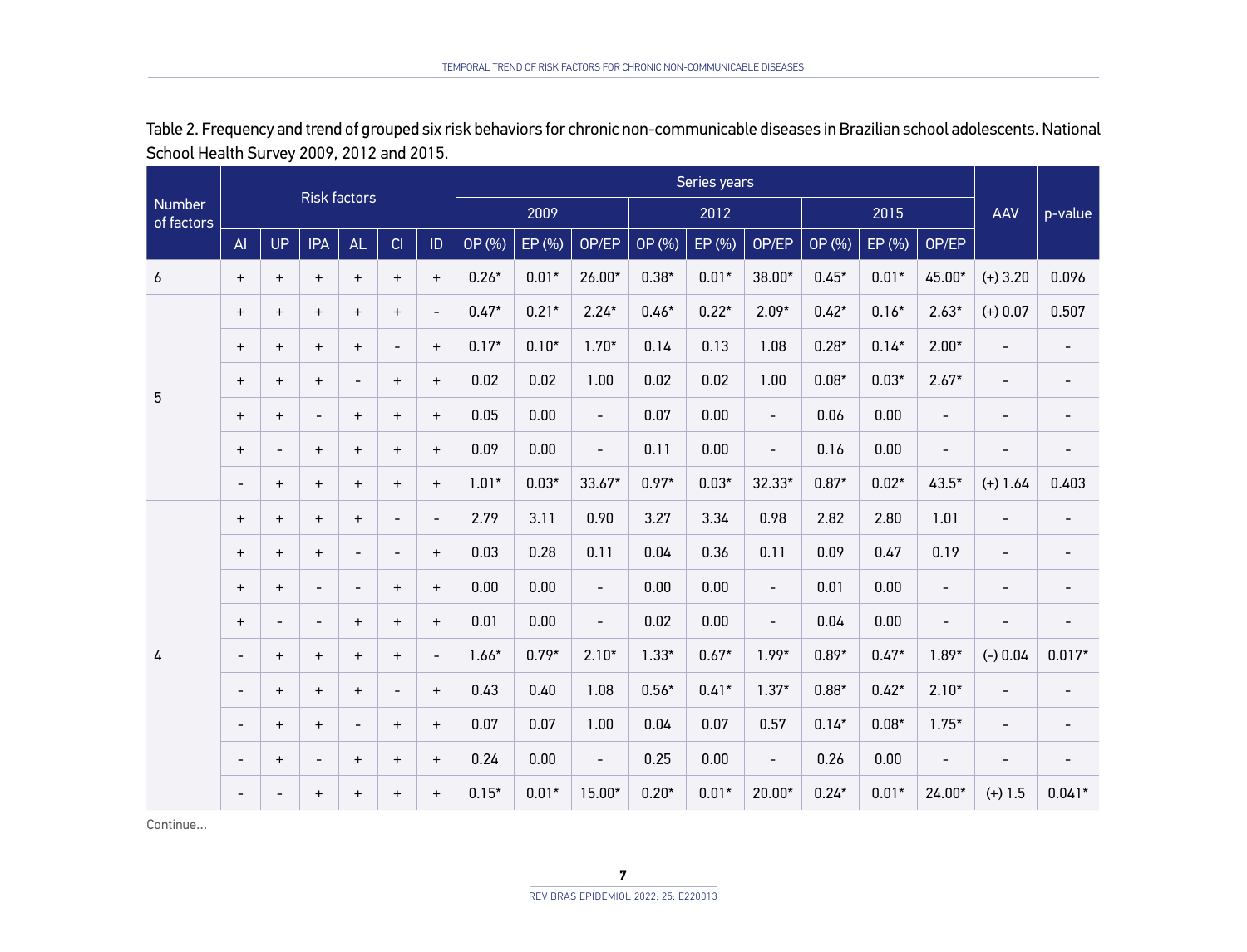Table 2. Frequency and trend of grouped six risk behaviors for chronic non-communicable diseases in Brazilian school adolescents. National School Health Survey 2009, 2012 and 2015.

| Number of factors | Risk factors | | | | | | Series years | | | | | | | | | AAV | p-value |
|---|---|---|---|---|---|---|---|---|---|---|---|---|---|---|---|---|---|
| | | | | | | | 2009 | | | 2012 | | | 2015 | | | | |
| | AI | UP | IPA | AL | CI | ID | OP (%) | EP (%) | OP/EP | OP (%) | EP (%) | OP/EP | OP (%) | EP (%) | OP/EP | | |
| 6 | + | + | + | + | + | + | 0.26* | 0.01* | 26.00* | 0.38* | 0.01* | 38.00* | 0.45* | 0.01* | 45.00* | (+) 3.20 | 0.096 |
| 5 | + | + | + | + | + | - | 0.47* | 0.21* | 2.24* | 0.46* | 0.22* | 2.09* | 0.42* | 0.16* | 2.63* | (+) 0.07 | 0.507 |
| | + | + | + | + | - | + | 0.17* | 0.10* | 1.70* | 0.14 | 0.13 | 1.08 | 0.28* | 0.14* | 2.00* | - | - |
| | + | + | + | - | + | + | 0.02 | 0.02 | 1.00 | 0.02 | 0.02 | 1.00 | 0.08* | 0.03* | 2.67* | - | - |
| | + | + | - | + | + | + | 0.05 | 0.00 | - | 0.07 | 0.00 | - | 0.06 | 0.00 | - | - | - |
| | + | - | + | + | + | + | 0.09 | 0.00 | - | 0.11 | 0.00 | - | 0.16 | 0.00 | - | - | - |
| | - | + | + | + | + | + | 1.01* | 0.03* | 33.67* | 0.97* | 0.03* | 32.33* | 0.87* | 0.02* | 43.5* | (+) 1.64 | 0.403 |
| 4 | + | + | + | + | - | - | 2.79 | 3.11 | 0.90 | 3.27 | 3.34 | 0.98 | 2.82 | 2.80 | 1.01 | - | - |
| | + | + | + | - | - | + | 0.03 | 0.28 | 0.11 | 0.04 | 0.36 | 0.11 | 0.09 | 0.47 | 0.19 | - | - |
| | + | + | - | - | + | + | 0.00 | 0.00 | - | 0.00 | 0.00 | - | 0.01 | 0.00 | - | - | - |
| | + | - | - | + | + | + | 0.01 | 0.00 | - | 0.02 | 0.00 | - | 0.04 | 0.00 | - | - | - |
| | - | + | + | + | + | - | 1.66* | 0.79* | 2.10* | 1.33* | 0.67* | 1.99* | 0.89* | 0.47* | 1.89* | (-) 0.04 | 0.017* |
| | - | + | + | + | - | + | 0.43 | 0.40 | 1.08 | 0.56* | 0.41* | 1.37* | 0.88* | 0.42* | 2.10* | - | - |
| | - | + | + | - | + | + | 0.07 | 0.07 | 1.00 | 0.04 | 0.07 | 0.57 | 0.14* | 0.08* | 1.75* | - | - |
| | - | + | - | + | + | + | 0.24 | 0.00 | - | 0.25 | 0.00 | - | 0.26 | 0.00 | - | - | - |
| | - | - | + | + | + | + | 0.15* | 0.01* | 15.00* | 0.20* | 0.01* | 20.00* | 0.24* | 0.01* | 24.00* | (+) 1.5 | 0.041* |

Continue...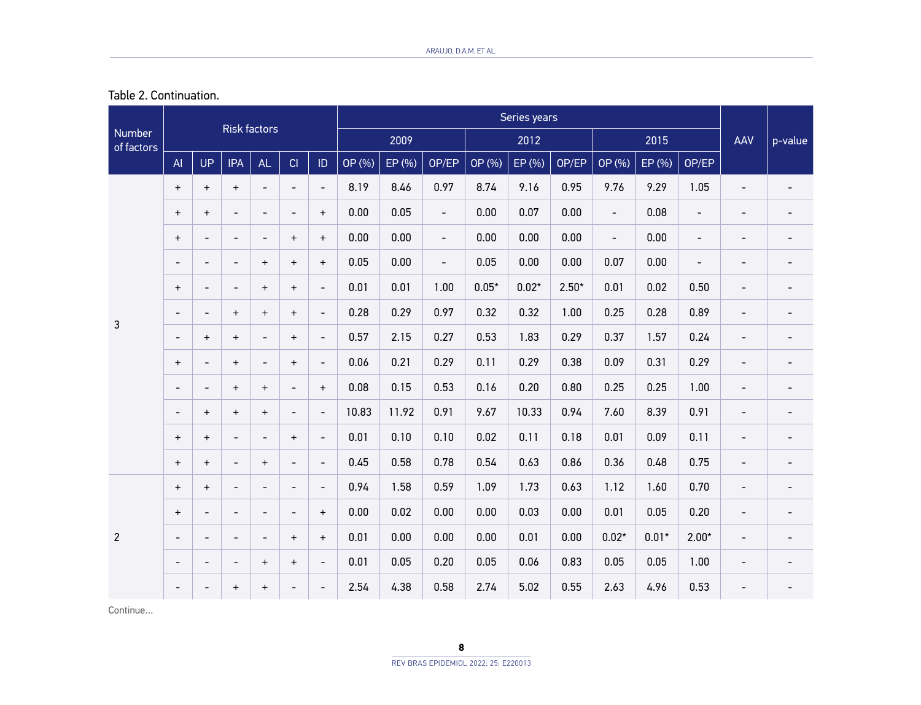Table 2. Continuation.

| Number of factors | Risk factors | | | | | | Series years | | | | | | | | | AAV | p-value |
|---|---|---|---|---|---|---|---|---|---|---|---|---|---|---|---|---|---|
| | | | | | | | 2009 | | | 2012 | | | 2015 | | | | |
| | AI | UP | IPA | AL | CI | ID | OP (%) | EP (%) | OP/EP | OP (%) | EP (%) | OP/EP | OP (%) | EP (%) | OP/EP | | |
| 3 | + | + | + | - | - | - | 8.19 | 8.46 | 0.97 | 8.74 | 9.16 | 0.95 | 9.76 | 9.29 | 1.05 | - | - |
| | + | + | - | - | - | + | 0.00 | 0.05 | - | 0.00 | 0.07 | 0.00 | - | 0.08 | - | - | - |
| | + | - | - | - | + | + | 0.00 | 0.00 | - | 0.00 | 0.00 | 0.00 | - | 0.00 | - | - | - |
| | - | - | - | + | + | + | 0.05 | 0.00 | - | 0.05 | 0.00 | 0.00 | 0.07 | 0.00 | - | - | - |
| | + | - | - | + | + | - | 0.01 | 0.01 | 1.00 | 0.05* | 0.02* | 2.50* | 0.01 | 0.02 | 0.50 | - | - |
| | - | - | + | + | + | - | 0.28 | 0.29 | 0.97 | 0.32 | 0.32 | 1.00 | 0.25 | 0.28 | 0.89 | - | - |
| | - | + | + | - | + | - | 0.57 | 2.15 | 0.27 | 0.53 | 1.83 | 0.29 | 0.37 | 1.57 | 0.24 | - | - |
| | + | - | + | - | + | - | 0.06 | 0.21 | 0.29 | 0.11 | 0.29 | 0.38 | 0.09 | 0.31 | 0.29 | - | - |
| | - | - | + | + | - | + | 0.08 | 0.15 | 0.53 | 0.16 | 0.20 | 0.80 | 0.25 | 0.25 | 1.00 | - | - |
| | - | + | + | + | - | - | 10.83 | 11.92 | 0.91 | 9.67 | 10.33 | 0.94 | 7.60 | 8.39 | 0.91 | - | - |
| | + | + | - | - | + | - | 0.01 | 0.10 | 0.10 | 0.02 | 0.11 | 0.18 | 0.01 | 0.09 | 0.11 | - | - |
| | + | + | - | + | - | - | 0.45 | 0.58 | 0.78 | 0.54 | 0.63 | 0.86 | 0.36 | 0.48 | 0.75 | - | - |
| 2 | + | + | - | - | - | - | 0.94 | 1.58 | 0.59 | 1.09 | 1.73 | 0.63 | 1.12 | 1.60 | 0.70 | - | - |
| | + | - | - | - | - | + | 0.00 | 0.02 | 0.00 | 0.00 | 0.03 | 0.00 | 0.01 | 0.05 | 0.20 | - | - |
| | - | - | - | - | + | + | 0.01 | 0.00 | 0.00 | 0.00 | 0.01 | 0.00 | 0.02* | 0.01* | 2.00* | - | - |
| | - | - | - | + | + | - | 0.01 | 0.05 | 0.20 | 0.05 | 0.06 | 0.83 | 0.05 | 0.05 | 1.00 | - | - |
| | - | - | + | + | - | - | 2.54 | 4.38 | 0.58 | 2.74 | 5.02 | 0.55 | 2.63 | 4.96 | 0.53 | - | - |

Continue...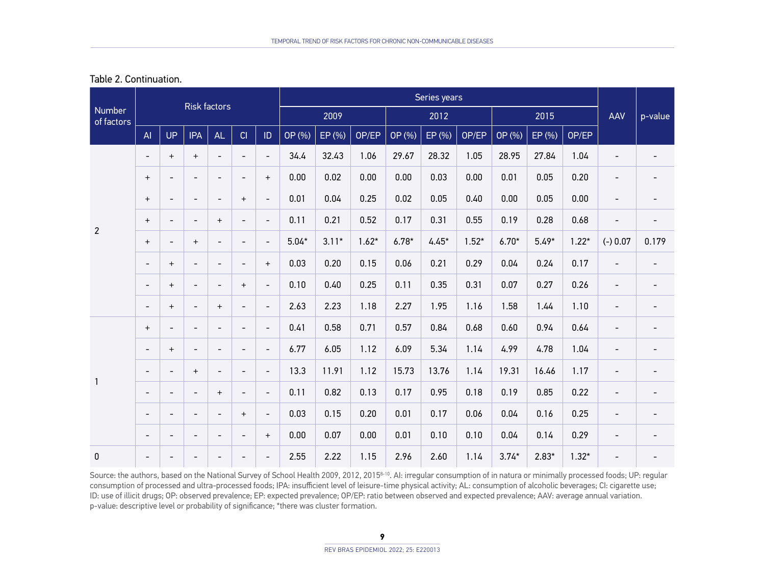Table 2. Continuation.

| Number of factors | Risk factors | | | | | | Series years | | | | | | | | | AAV | p-value |
|---|---|---|---|---|---|---|---|---|---|---|---|---|---|---|---|---|---|
| | | | | | | | 2009 | | | 2012 | | | 2015 | | | | |
| | AI | UP | IPA | AL | CI | ID | OP (%) | EP (%) | OP/EP | OP (%) | EP (%) | OP/EP | OP (%) | EP (%) | OP/EP | | |
| 2 | - | + | + | - | - | - | 34.4 | 32.43 | 1.06 | 29.67 | 28.32 | 1.05 | 28.95 | 27.84 | 1.04 | - | - |
| | + | - | - | - | - | + | 0.00 | 0.02 | 0.00 | 0.00 | 0.03 | 0.00 | 0.01 | 0.05 | 0.20 | - | - |
| | + | - | - | - | + | - | 0.01 | 0.04 | 0.25 | 0.02 | 0.05 | 0.40 | 0.00 | 0.05 | 0.00 | - | - |
| | + | - | - | + | - | - | 0.11 | 0.21 | 0.52 | 0.17 | 0.31 | 0.55 | 0.19 | 0.28 | 0.68 | - | - |
| | + | - | + | - | - | - | 5.04* | 3.11* | 1.62* | 6.78* | 4.45* | 1.52* | 6.70* | 5.49* | 1.22* | (-) 0.07 | 0.179 |
| | - | + | - | - | - | + | 0.03 | 0.20 | 0.15 | 0.06 | 0.21 | 0.29 | 0.04 | 0.24 | 0.17 | - | - |
| | - | + | - | - | + | - | 0.10 | 0.40 | 0.25 | 0.11 | 0.35 | 0.31 | 0.07 | 0.27 | 0.26 | - | - |
| | - | + | - | + | - | - | 2.63 | 2.23 | 1.18 | 2.27 | 1.95 | 1.16 | 1.58 | 1.44 | 1.10 | - | - |
| 1 | + | - | - | - | - | - | 0.41 | 0.58 | 0.71 | 0.57 | 0.84 | 0.68 | 0.60 | 0.94 | 0.64 | - | - |
| | - | + | - | - | - | - | 6.77 | 6.05 | 1.12 | 6.09 | 5.34 | 1.14 | 4.99 | 4.78 | 1.04 | - | - |
| | - | - | + | - | - | - | 13.3 | 11.91 | 1.12 | 15.73 | 13.76 | 1.14 | 19.31 | 16.46 | 1.17 | - | - |
| | - | - | - | + | - | - | 0.11 | 0.82 | 0.13 | 0.17 | 0.95 | 0.18 | 0.19 | 0.85 | 0.22 | - | - |
| | - | - | - | - | + | - | 0.03 | 0.15 | 0.20 | 0.01 | 0.17 | 0.06 | 0.04 | 0.16 | 0.25 | - | - |
| | - | - | - | - | - | + | 0.00 | 0.07 | 0.00 | 0.01 | 0.10 | 0.10 | 0.04 | 0.14 | 0.29 | - | - |
| 0 | - | - | - | - | - | - | 2.55 | 2.22 | 1.15 | 2.96 | 2.60 | 1.14 | 3.74* | 2.83* | 1.32* | - | - |

Source: the authors, based on the National Survey of School Health 2009, 2012, 2015[8-10]. AI: irregular consumption of in natura or minimally processed foods; UP: regular consumption of processed and ultra-processed foods; IPA: insufficient level of leisure-time physical activity; AL: consumption of alcoholic beverages; CI: cigarette use; ID: use of illicit drugs; OP: observed prevalence; EP: expected prevalence; OP/EP: ratio between observed and expected prevalence; AAV: average annual variation. p-value: descriptive level or probability of significance; *there was cluster formation.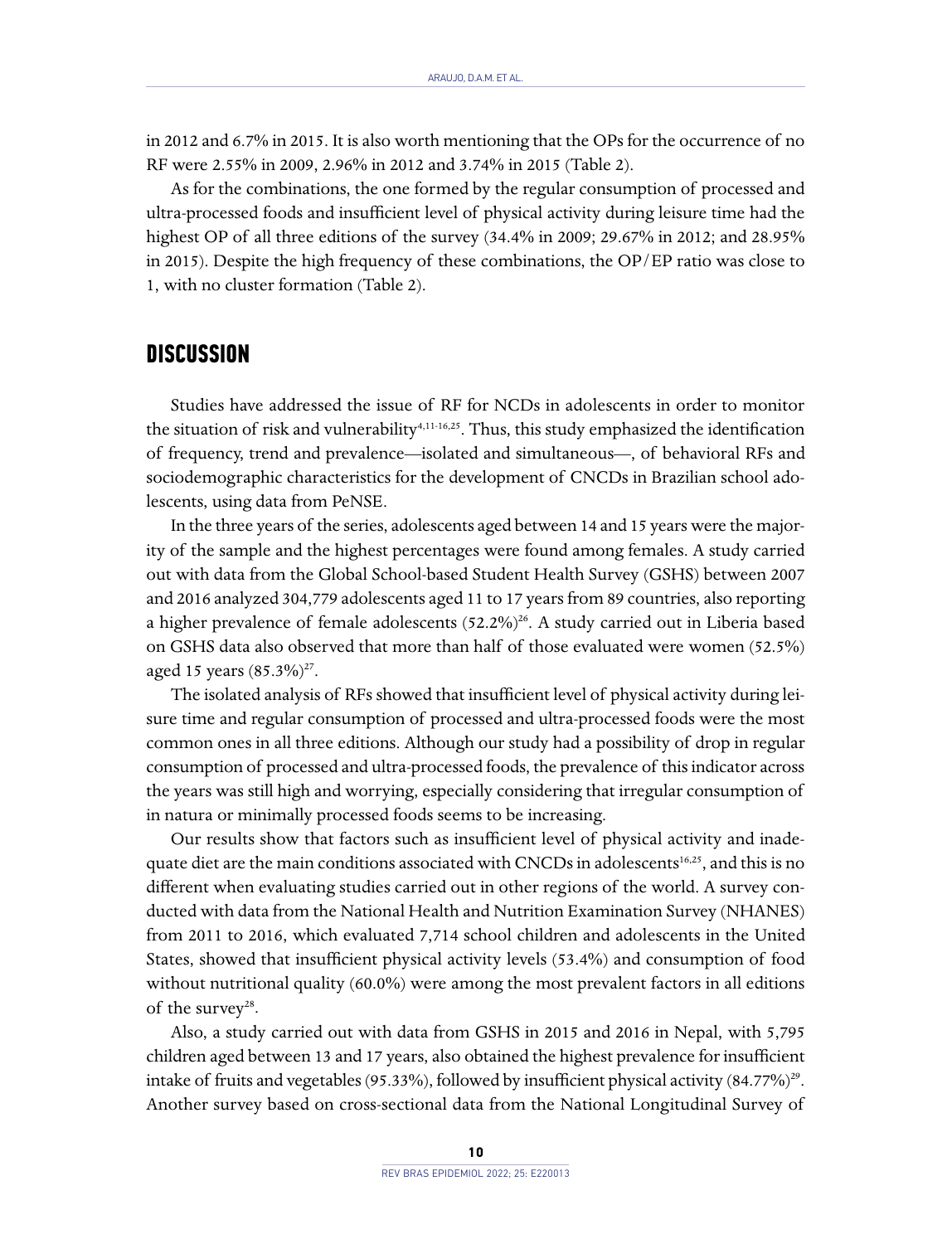in 2012 and 6.7% in 2015. It is also worth mentioning that the OPs for the occurrence of no RF were 2.55% in 2009, 2.96% in 2012 and 3.74% in 2015 (Table 2).

As for the combinations, the one formed by the regular consumption of processed and ultra-processed foods and insufficient level of physical activity during leisure time had the highest OP of all three editions of the survey (34.4% in 2009; 29.67% in 2012; and 28.95% in 2015). Despite the high frequency of these combinations, the OP/EP ratio was close to 1, with no cluster formation (Table 2).

## DISCUSSION

Studies have addressed the issue of RF for NCDs in adolescents in order to monitor the situation of risk and vulnerability[4,11-16,25]. Thus, this study emphasized the identification of frequency, trend and prevalence—isolated and simultaneous—, of behavioral RFs and sociodemographic characteristics for the development of CNCDs in Brazilian school adolescents, using data from PeNSE.

In the three years of the series, adolescents aged between 14 and 15 years were the majority of the sample and the highest percentages were found among females. A study carried out with data from the Global School-based Student Health Survey (GSHS) between 2007 and 2016 analyzed 304,779 adolescents aged 11 to 17 years from 89 countries, also reporting a higher prevalence of female adolescents (52.2%)[26]. A study carried out in Liberia based on GSHS data also observed that more than half of those evaluated were women (52.5%) aged 15 years (85.3%)[27].

The isolated analysis of RFs showed that insufficient level of physical activity during leisure time and regular consumption of processed and ultra-processed foods were the most common ones in all three editions. Although our study had a possibility of drop in regular consumption of processed and ultra-processed foods, the prevalence of this indicator across the years was still high and worrying, especially considering that irregular consumption of in natura or minimally processed foods seems to be increasing.

Our results show that factors such as insufficient level of physical activity and inadequate diet are the main conditions associated with CNCDs in adolescents[16,25], and this is no different when evaluating studies carried out in other regions of the world. A survey conducted with data from the National Health and Nutrition Examination Survey (NHANES) from 2011 to 2016, which evaluated 7,714 school children and adolescents in the United States, showed that insufficient physical activity levels (53.4%) and consumption of food without nutritional quality (60.0%) were among the most prevalent factors in all editions of the survey[28].

Also, a study carried out with data from GSHS in 2015 and 2016 in Nepal, with 5,795 children aged between 13 and 17 years, also obtained the highest prevalence for insufficient intake of fruits and vegetables (95.33%), followed by insufficient physical activity (84.77%)[29]. Another survey based on cross-sectional data from the National Longitudinal Survey of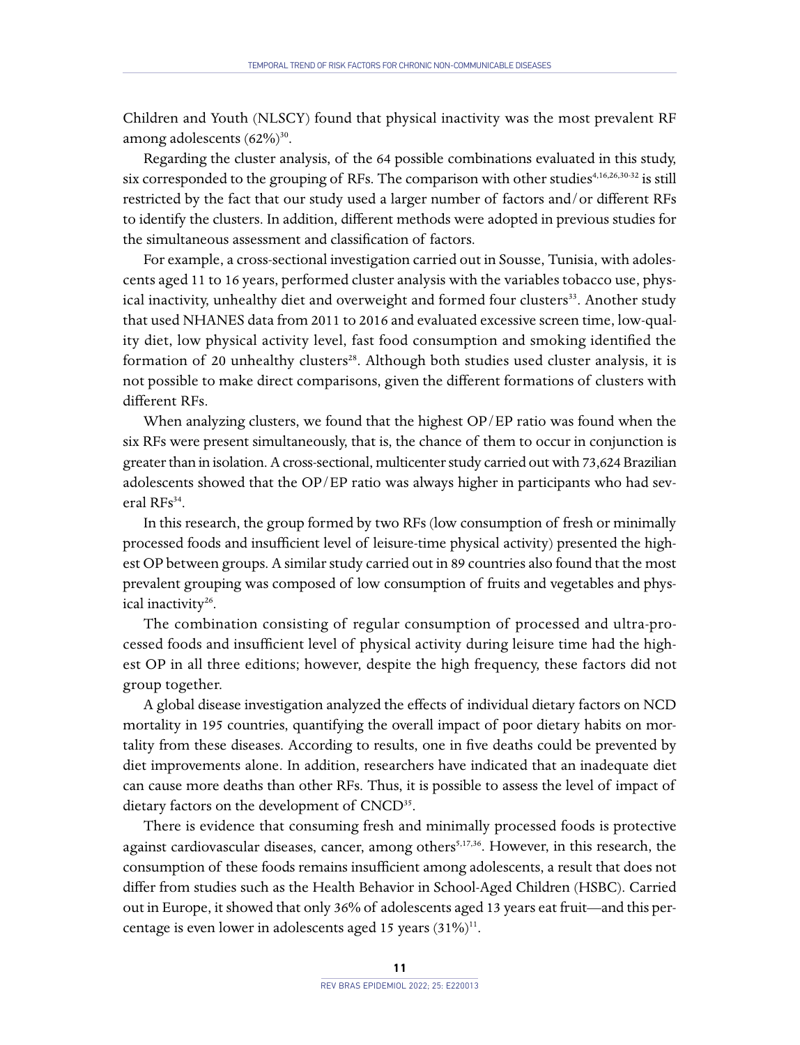Children and Youth (NLSCY) found that physical inactivity was the most prevalent RF among adolescents (62%)[30].

Regarding the cluster analysis, of the 64 possible combinations evaluated in this study, six corresponded to the grouping of RFs. The comparison with other studies[4,16,26,30-32] is still restricted by the fact that our study used a larger number of factors and/or different RFs to identify the clusters. In addition, different methods were adopted in previous studies for the simultaneous assessment and classification of factors.

For example, a cross-sectional investigation carried out in Sousse, Tunisia, with adolescents aged 11 to 16 years, performed cluster analysis with the variables tobacco use, physical inactivity, unhealthy diet and overweight and formed four clusters[33]. Another study that used NHANES data from 2011 to 2016 and evaluated excessive screen time, low-quality diet, low physical activity level, fast food consumption and smoking identified the formation of 20 unhealthy clusters[28]. Although both studies used cluster analysis, it is not possible to make direct comparisons, given the different formations of clusters with different RFs.

When analyzing clusters, we found that the highest OP/EP ratio was found when the six RFs were present simultaneously, that is, the chance of them to occur in conjunction is greater than in isolation. A cross-sectional, multicenter study carried out with 73,624 Brazilian adolescents showed that the OP/EP ratio was always higher in participants who had several RFs[34].

In this research, the group formed by two RFs (low consumption of fresh or minimally processed foods and insufficient level of leisure-time physical activity) presented the highest OP between groups. A similar study carried out in 89 countries also found that the most prevalent grouping was composed of low consumption of fruits and vegetables and physical inactivity[26].

The combination consisting of regular consumption of processed and ultra-processed foods and insufficient level of physical activity during leisure time had the highest OP in all three editions; however, despite the high frequency, these factors did not group together.

A global disease investigation analyzed the effects of individual dietary factors on NCD mortality in 195 countries, quantifying the overall impact of poor dietary habits on mortality from these diseases. According to results, one in five deaths could be prevented by diet improvements alone. In addition, researchers have indicated that an inadequate diet can cause more deaths than other RFs. Thus, it is possible to assess the level of impact of dietary factors on the development of CNCD[35].

There is evidence that consuming fresh and minimally processed foods is protective against cardiovascular diseases, cancer, among others[5,17,36]. However, in this research, the consumption of these foods remains insufficient among adolescents, a result that does not differ from studies such as the Health Behavior in School-Aged Children (HSBC). Carried out in Europe, it showed that only 36% of adolescents aged 13 years eat fruit—and this percentage is even lower in adolescents aged 15 years (31%)[11].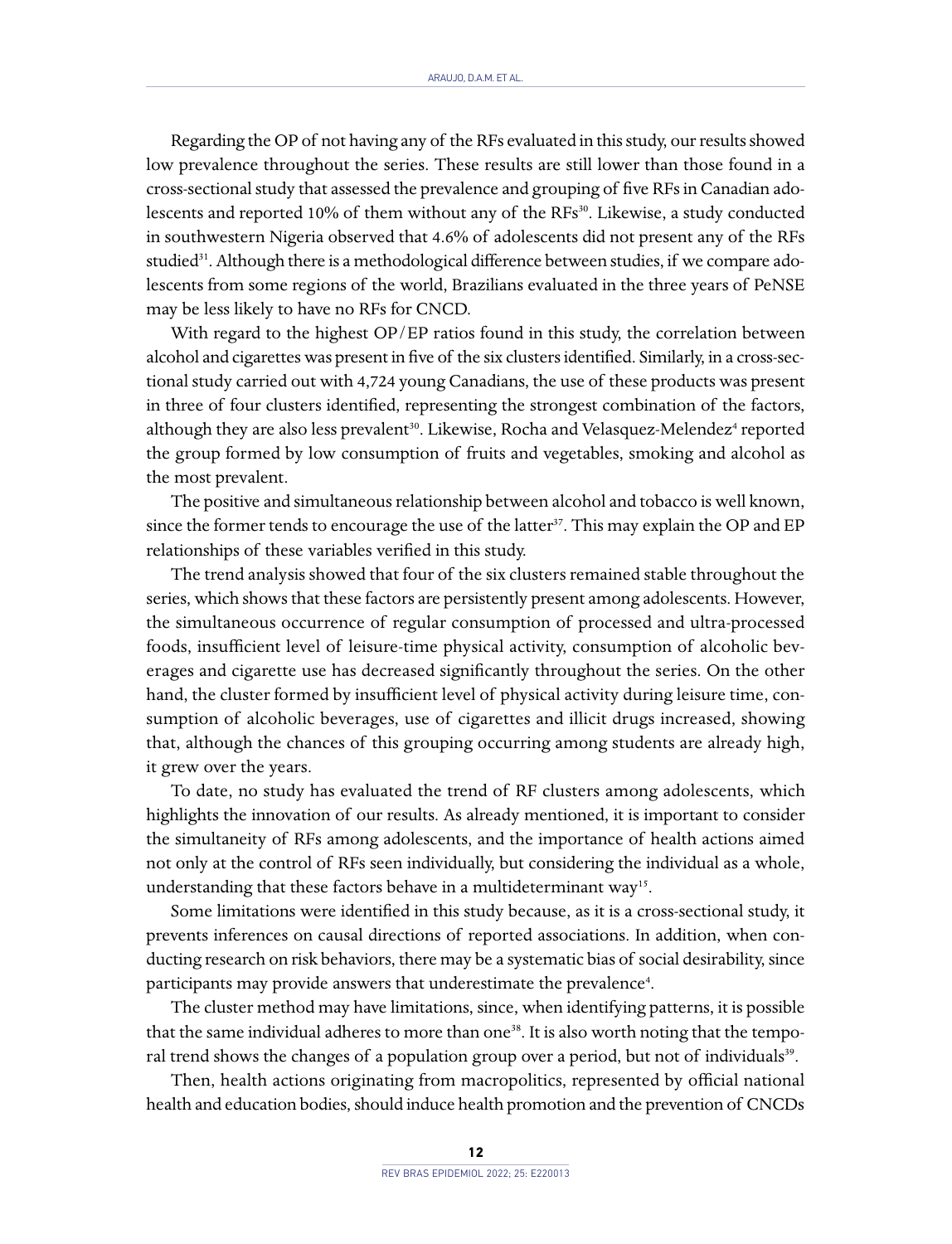Regarding the OP of not having any of the RFs evaluated in this study, our results showed low prevalence throughout the series. These results are still lower than those found in a cross-sectional study that assessed the prevalence and grouping of five RFs in Canadian adolescents and reported 10% of them without any of the RFs[30]. Likewise, a study conducted in southwestern Nigeria observed that 4.6% of adolescents did not present any of the RFs studied[31]. Although there is a methodological difference between studies, if we compare adolescents from some regions of the world, Brazilians evaluated in the three years of PeNSE may be less likely to have no RFs for CNCD.

With regard to the highest OP/EP ratios found in this study, the correlation between alcohol and cigarettes was present in five of the six clusters identified. Similarly, in a cross-sectional study carried out with 4,724 young Canadians, the use of these products was present in three of four clusters identified, representing the strongest combination of the factors, although they are also less prevalent[30]. Likewise, Rocha and Velasquez-Melendez[4] reported the group formed by low consumption of fruits and vegetables, smoking and alcohol as the most prevalent.

The positive and simultaneous relationship between alcohol and tobacco is well known, since the former tends to encourage the use of the latter[37]. This may explain the OP and EP relationships of these variables verified in this study.

The trend analysis showed that four of the six clusters remained stable throughout the series, which shows that these factors are persistently present among adolescents. However, the simultaneous occurrence of regular consumption of processed and ultra-processed foods, insufficient level of leisure-time physical activity, consumption of alcoholic beverages and cigarette use has decreased significantly throughout the series. On the other hand, the cluster formed by insufficient level of physical activity during leisure time, consumption of alcoholic beverages, use of cigarettes and illicit drugs increased, showing that, although the chances of this grouping occurring among students are already high, it grew over the years.

To date, no study has evaluated the trend of RF clusters among adolescents, which highlights the innovation of our results. As already mentioned, it is important to consider the simultaneity of RFs among adolescents, and the importance of health actions aimed not only at the control of RFs seen individually, but considering the individual as a whole, understanding that these factors behave in a multideterminant way[15].

Some limitations were identified in this study because, as it is a cross-sectional study, it prevents inferences on causal directions of reported associations. In addition, when conducting research on risk behaviors, there may be a systematic bias of social desirability, since participants may provide answers that underestimate the prevalence[4].

The cluster method may have limitations, since, when identifying patterns, it is possible that the same individual adheres to more than one[38]. It is also worth noting that the temporal trend shows the changes of a population group over a period, but not of individuals[39].

Then, health actions originating from macropolitics, represented by official national health and education bodies, should induce health promotion and the prevention of CNCDs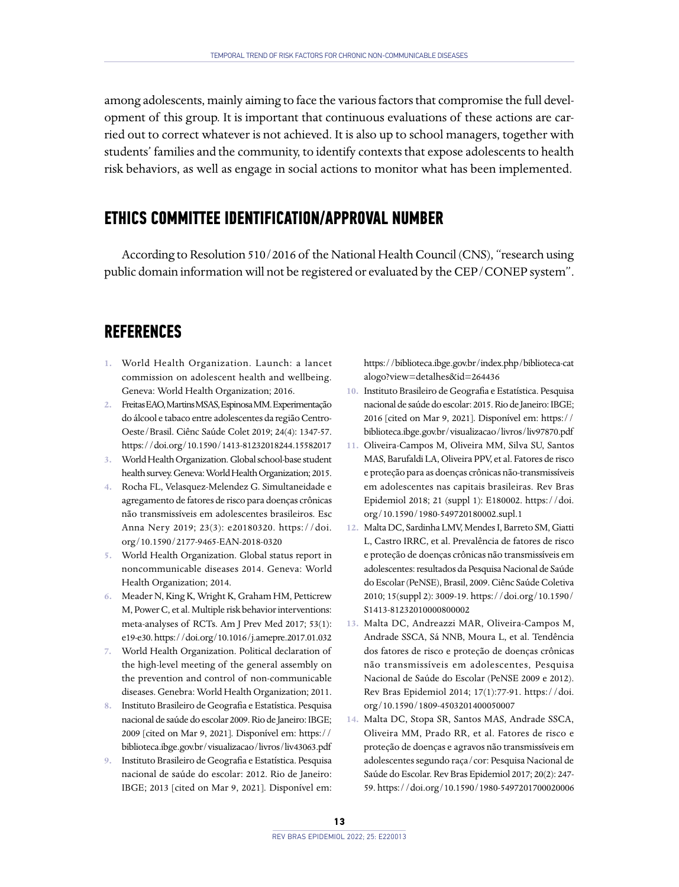among adolescents, mainly aiming to face the various factors that compromise the full development of this group. It is important that continuous evaluations of these actions are carried out to correct whatever is not achieved. It is also up to school managers, together with students' families and the community, to identify contexts that expose adolescents to health risk behaviors, as well as engage in social actions to monitor what has been implemented.

## ETHICS COMMITTEE IDENTIFICATION/APPROVAL NUMBER

According to Resolution 510/2016 of the National Health Council (CNS), "research using public domain information will not be registered or evaluated by the CEP/CONEP system".

## REFERENCES

1. World Health Organization. Launch: a lancet commission on adolescent health and wellbeing. Geneva: World Health Organization; 2016.
2. Freitas EAO, Martins MSAS, Espinosa MM. Experimentação do álcool e tabaco entre adolescentes da região Centro-Oeste/Brasil. Ciênc Saúde Colet 2019; 24(4): 1347-57. https://doi.org/10.1590/1413-81232018244.15582017
3. World Health Organization. Global school-base student health survey. Geneva: World Health Organization; 2015.
4. Rocha FL, Velasquez-Melendez G. Simultaneidade e agregamento de fatores de risco para doenças crônicas não transmissíveis em adolescentes brasileiros. Esc Anna Nery 2019; 23(3): e20180320. https://doi.org/10.1590/2177-9465-EAN-2018-0320
5. World Health Organization. Global status report in noncommunicable diseases 2014. Geneva: World Health Organization; 2014.
6. Meader N, King K, Wright K, Graham HM, Petticrew M, Power C, et al. Multiple risk behavior interventions: meta-analyses of RCTs. Am J Prev Med 2017; 53(1): e19-e30. https://doi.org/10.1016/j.amepre.2017.01.032
7. World Health Organization. Political declaration of the high-level meeting of the general assembly on the prevention and control of non-communicable diseases. Genebra: World Health Organization; 2011.
8. Instituto Brasileiro de Geografia e Estatística. Pesquisa nacional de saúde do escolar 2009. Rio de Janeiro: IBGE; 2009 [cited on Mar 9, 2021]. Disponível em: https://biblioteca.ibge.gov.br/visualizacao/livros/liv43063.pdf
9. Instituto Brasileiro de Geografia e Estatística. Pesquisa nacional de saúde do escolar: 2012. Rio de Janeiro: IBGE; 2013 [cited on Mar 9, 2021]. Disponível em: https://biblioteca.ibge.gov.br/index.php/biblioteca-catalogo?view=detalhes&id=264436
10. Instituto Brasileiro de Geografia e Estatística. Pesquisa nacional de saúde do escolar: 2015. Rio de Janeiro: IBGE; 2016 [cited on Mar 9, 2021]. Disponível em: https://biblioteca.ibge.gov.br/visualizacao/livros/liv97870.pdf
11. Oliveira-Campos M, Oliveira MM, Silva SU, Santos MAS, Barufaldi LA, Oliveira PPV, et al. Fatores de risco e proteção para as doenças crônicas não-transmissíveis em adolescentes nas capitais brasileiras. Rev Bras Epidemiol 2018; 21 (suppl 1): E180002. https://doi.org/10.1590/1980-549720180002.supl.1
12. Malta DC, Sardinha LMV, Mendes I, Barreto SM, Giatti L, Castro IRRC, et al. Prevalência de fatores de risco e proteção de doenças crônicas não transmissíveis em adolescentes: resultados da Pesquisa Nacional de Saúde do Escolar (PeNSE), Brasil, 2009. Ciênc Saúde Coletiva 2010; 15(suppl 2): 3009-19. https://doi.org/10.1590/S1413-81232010000800002
13. Malta DC, Andreazzi MAR, Oliveira-Campos M, Andrade SSCA, Sá NNB, Moura L, et al. Tendência dos fatores de risco e proteção de doenças crônicas não transmissíveis em adolescentes, Pesquisa Nacional de Saúde do Escolar (PeNSE 2009 e 2012). Rev Bras Epidemiol 2014; 17(1):77-91. https://doi.org/10.1590/1809-4503201400050007
14. Malta DC, Stopa SR, Santos MAS, Andrade SSCA, Oliveira MM, Prado RR, et al. Fatores de risco e proteção de doenças e agravos não transmissíveis em adolescentes segundo raça/cor: Pesquisa Nacional de Saúde do Escolar. Rev Bras Epidemiol 2017; 20(2): 247-59. https://doi.org/10.1590/1980-5497201700020006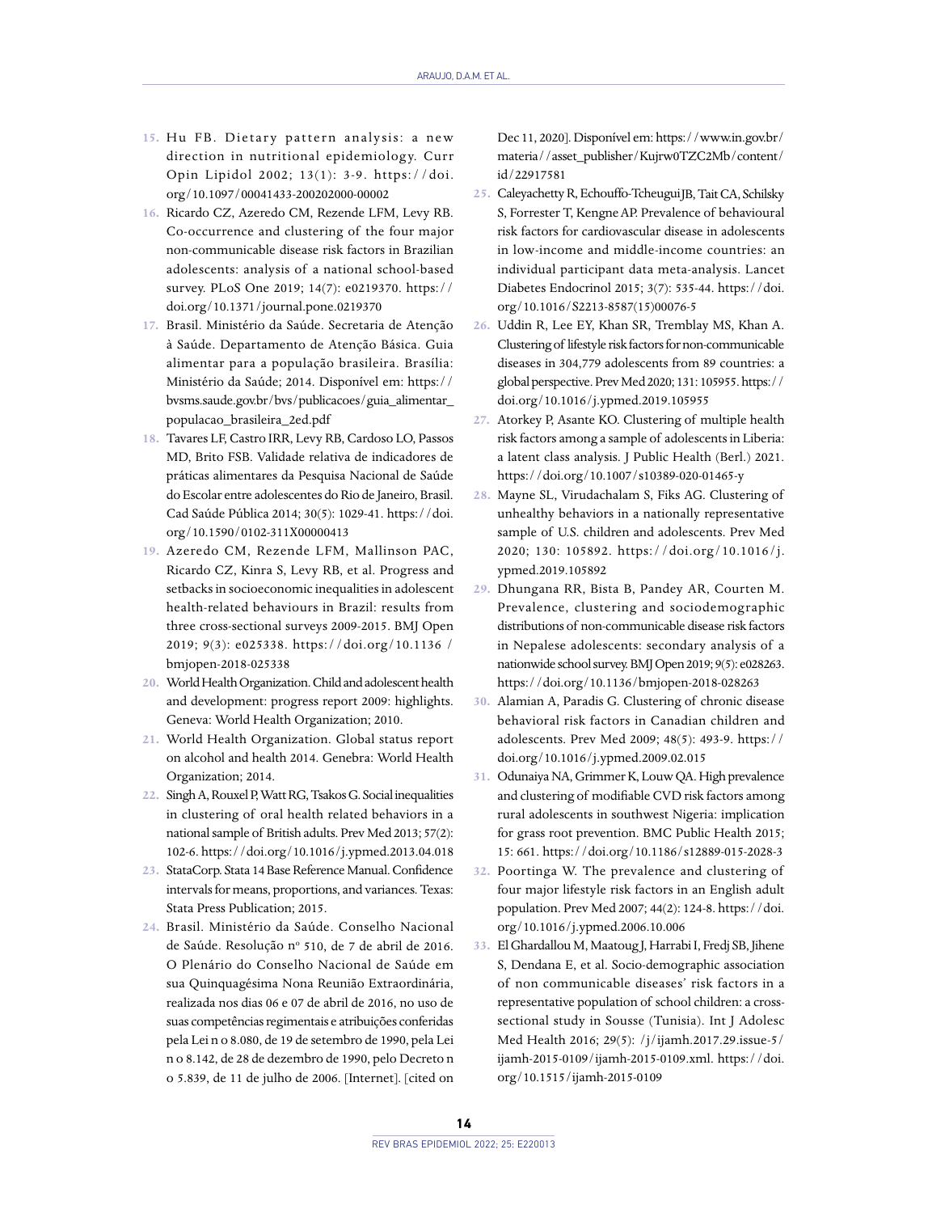15. Hu FB. Dietary pattern analysis: a new direction in nutritional epidemiology. Curr Opin Lipidol 2002; 13(1): 3-9. https://doi.org/10.1097/00041433-200202000-00002
16. Ricardo CZ, Azeredo CM, Rezende LFM, Levy RB. Co-occurrence and clustering of the four major non-communicable disease risk factors in Brazilian adolescents: analysis of a national school-based survey. PLoS One 2019; 14(7): e0219370. https://doi.org/10.1371/journal.pone.0219370
17. Brasil. Ministério da Saúde. Secretaria de Atenção à Saúde. Departamento de Atenção Básica. Guia alimentar para a população brasileira. Brasília: Ministério da Saúde; 2014. Disponível em: https://bvsms.saude.gov.br/bvs/publicacoes/guia_alimentar_populacao_brasileira_2ed.pdf
18. Tavares LF, Castro IRR, Levy RB, Cardoso LO, Passos MD, Brito FSB. Validade relativa de indicadores de práticas alimentares da Pesquisa Nacional de Saúde do Escolar entre adolescentes do Rio de Janeiro, Brasil. Cad Saúde Pública 2014; 30(5): 1029-41. https://doi.org/10.1590/0102-311X00000413
19. Azeredo CM, Rezende LFM, Mallinson PAC, Ricardo CZ, Kinra S, Levy RB, et al. Progress and setbacks in socioeconomic inequalities in adolescent health-related behaviours in Brazil: results from three cross-sectional surveys 2009-2015. BMJ Open 2019; 9(3): e025338. https://doi.org/10.1136/bmjopen-2018-025338
20. World Health Organization. Child and adolescent health and development: progress report 2009: highlights. Geneva: World Health Organization; 2010.
21. World Health Organization. Global status report on alcohol and health 2014. Genebra: World Health Organization; 2014.
22. Singh A, Rouxel P, Watt RG, Tsakos G. Social inequalities in clustering of oral health related behaviors in a national sample of British adults. Prev Med 2013; 57(2): 102-6. https://doi.org/10.1016/j.ypmed.2013.04.018
23. StataCorp. Stata 14 Base Reference Manual. Confidence intervals for means, proportions, and variances. Texas: Stata Press Publication; 2015.
24. Brasil. Ministério da Saúde. Conselho Nacional de Saúde. Resolução nº 510, de 7 de abril de 2016. O Plenário do Conselho Nacional de Saúde em sua Quinquagésima Nona Reunião Extraordinária, realizada nos dias 06 e 07 de abril de 2016, no uso de suas competências regimentais e atribuições conferidas pela Lei n o 8.080, de 19 de setembro de 1990, pela Lei n o 8.142, de 28 de dezembro de 1990, pelo Decreto n o 5.839, de 11 de julho de 2006. [Internet]. [cited on Dec 11, 2020]. Disponível em: https://www.in.gov.br/materia/-/asset_publisher/Kujrw0TZC2Mb/content/id/22917581
25. Caleyachetty R, Echouffo-Tcheugui JB, Tait CA, Schilsky S, Forrester T, Kengne AP. Prevalence of behavioural risk factors for cardiovascular disease in adolescents in low-income and middle-income countries: an individual participant data meta-analysis. Lancet Diabetes Endocrinol 2015; 3(7): 535-44. https://doi.org/10.1016/S2213-8587(15)00076-5
26. Uddin R, Lee EY, Khan SR, Tremblay MS, Khan A. Clustering of lifestyle risk factors for non-communicable diseases in 304,779 adolescents from 89 countries: a global perspective. Prev Med 2020; 131: 105955. https://doi.org/10.1016/j.ypmed.2019.105955
27. Atorkey P, Asante KO. Clustering of multiple health risk factors among a sample of adolescents in Liberia: a latent class analysis. J Public Health (Berl.) 2021. https://doi.org/10.1007/s10389-020-01465-y
28. Mayne SL, Virudachalam S, Fiks AG. Clustering of unhealthy behaviors in a nationally representative sample of U.S. children and adolescents. Prev Med 2020; 130: 105892. https://doi.org/10.1016/j.ypmed.2019.105892
29. Dhungana RR, Bista B, Pandey AR, Courten M. Prevalence, clustering and sociodemographic distributions of non-communicable disease risk factors in Nepalese adolescents: secondary analysis of a nationwide school survey. BMJ Open 2019; 9(5): e028263. https://doi.org/10.1136/bmjopen-2018-028263
30. Alamian A, Paradis G. Clustering of chronic disease behavioral risk factors in Canadian children and adolescents. Prev Med 2009; 48(5): 493-9. https://doi.org/10.1016/j.ypmed.2009.02.015
31. Odunaiya NA, Grimmer K, Louw QA. High prevalence and clustering of modifiable CVD risk factors among rural adolescents in southwest Nigeria: implication for grass root prevention. BMC Public Health 2015; 15: 661. https://doi.org/10.1186/s12889-015-2028-3
32. Poortinga W. The prevalence and clustering of four major lifestyle risk factors in an English adult population. Prev Med 2007; 44(2): 124-8. https://doi.org/10.1016/j.ypmed.2006.10.006
33. El Ghardallou M, Maatoug J, Harrabi I, Fredj SB, Jihene S, Dendana E, et al. Socio-demographic association of non communicable diseases' risk factors in a representative population of school children: a cross-sectional study in Sousse (Tunisia). Int J Adolesc Med Health 2016; 29(5): /j/ijamh.2017.29.issue-5/ijamh-2015-0109/ijamh-2015-0109.xml. https://doi.org/10.1515/ijamh-2015-0109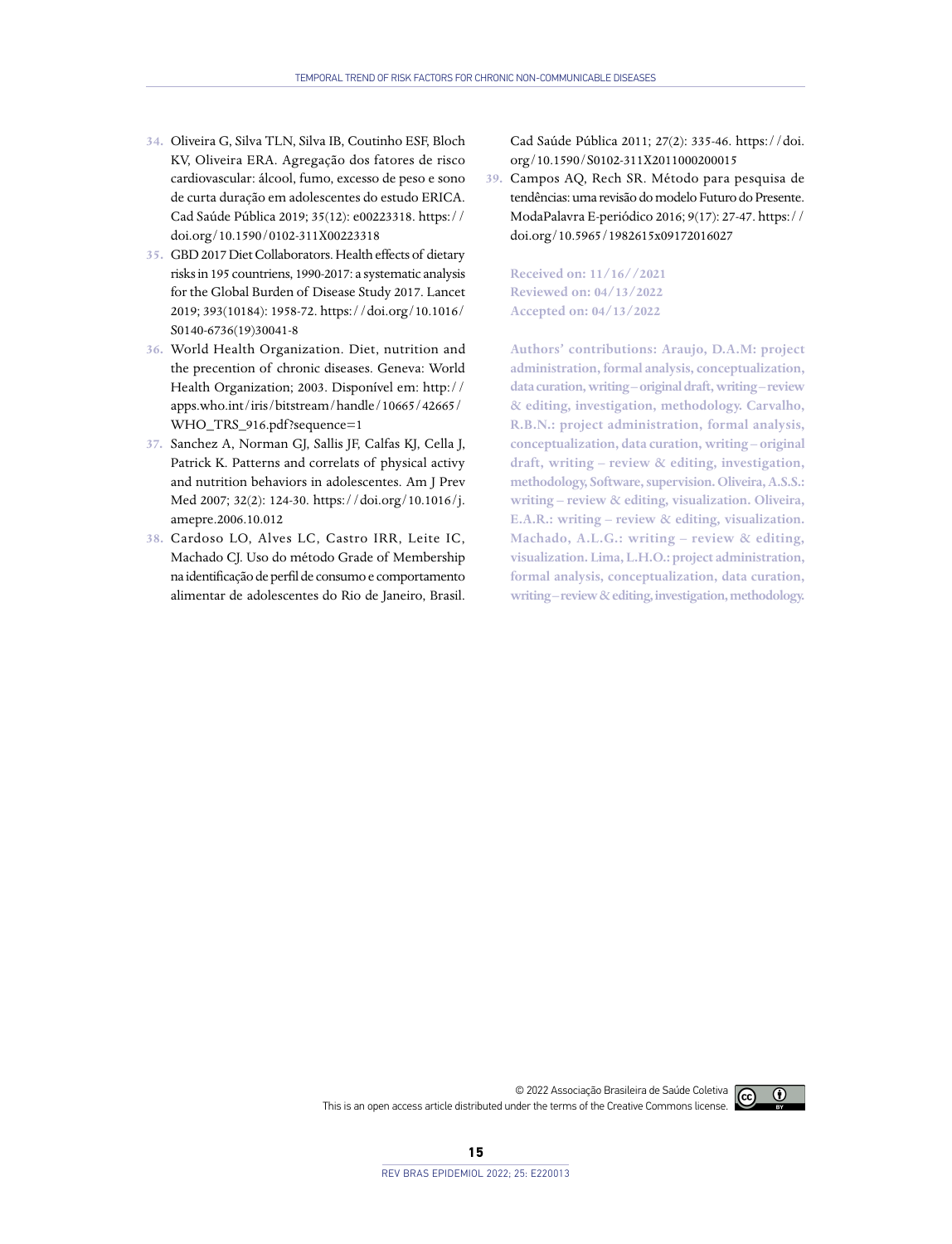34. Oliveira G, Silva TLN, Silva IB, Coutinho ESF, Bloch KV, Oliveira ERA. Agregação dos fatores de risco cardiovascular: álcool, fumo, excesso de peso e sono de curta duração em adolescentes do estudo ERICA. Cad Saúde Pública 2019; 35(12): e00223318. https://doi.org/10.1590/0102-311X00223318
35. GBD 2017 Diet Collaborators. Health effects of dietary risks in 195 countriens, 1990-2017: a systematic analysis for the Global Burden of Disease Study 2017. Lancet 2019; 393(10184): 1958-72. https://doi.org/10.1016/S0140-6736(19)30041-8
36. World Health Organization. Diet, nutrition and the precention of chronic diseases. Geneva: World Health Organization; 2003. Disponível em: http://apps.who.int/iris/bitstream/handle/10665/42665/WHO_TRS_916.pdf?sequence=1
37. Sanchez A, Norman GJ, Sallis JF, Calfas KJ, Cella J, Patrick K. Patterns and correlats of physical activy and nutrition behaviors in adolescentes. Am J Prev Med 2007; 32(2): 124-30. https://doi.org/10.1016/j.amepre.2006.10.012
38. Cardoso LO, Alves LC, Castro IRR, Leite IC, Machado CJ. Uso do método Grade of Membership na identificação de perfil de consumo e comportamento alimentar de adolescentes do Rio de Janeiro, Brasil. Cad Saúde Pública 2011; 27(2): 335-46. https://doi.org/10.1590/S0102-311X2011000200015
39. Campos AQ, Rech SR. Método para pesquisa de tendências: uma revisão do modelo Futuro do Presente. ModaPalavra E-periódico 2016; 9(17): 27-47. https://doi.org/10.5965/1982615x09172016027

**Received on: 11/16//2021**
**Reviewed on: 04/13/2022**
**Accepted on: 04/13/2022**

**Authors' contributions: Araujo, D.A.M: project administration, formal analysis, conceptualization, data curation, writing – original draft, writing – review & editing, investigation, methodology. Carvalho, R.B.N.: project administration, formal analysis, conceptualization, data curation, writing – original draft, writing – review & editing, investigation, methodology, Software, supervision. Oliveira, A.S.S.: writing – review & editing, visualization. Oliveira, E.A.R.: writing – review & editing, visualization. Machado, A.L.G.: writing – review & editing, visualization. Lima, L.H.O.: project administration, formal analysis, conceptualization, data curation, writing – review & editing, investigation, methodology.**

© 2022 Associação Brasileira de Saúde Coletiva
This is an open access article distributed under the terms of the Creative Commons license.